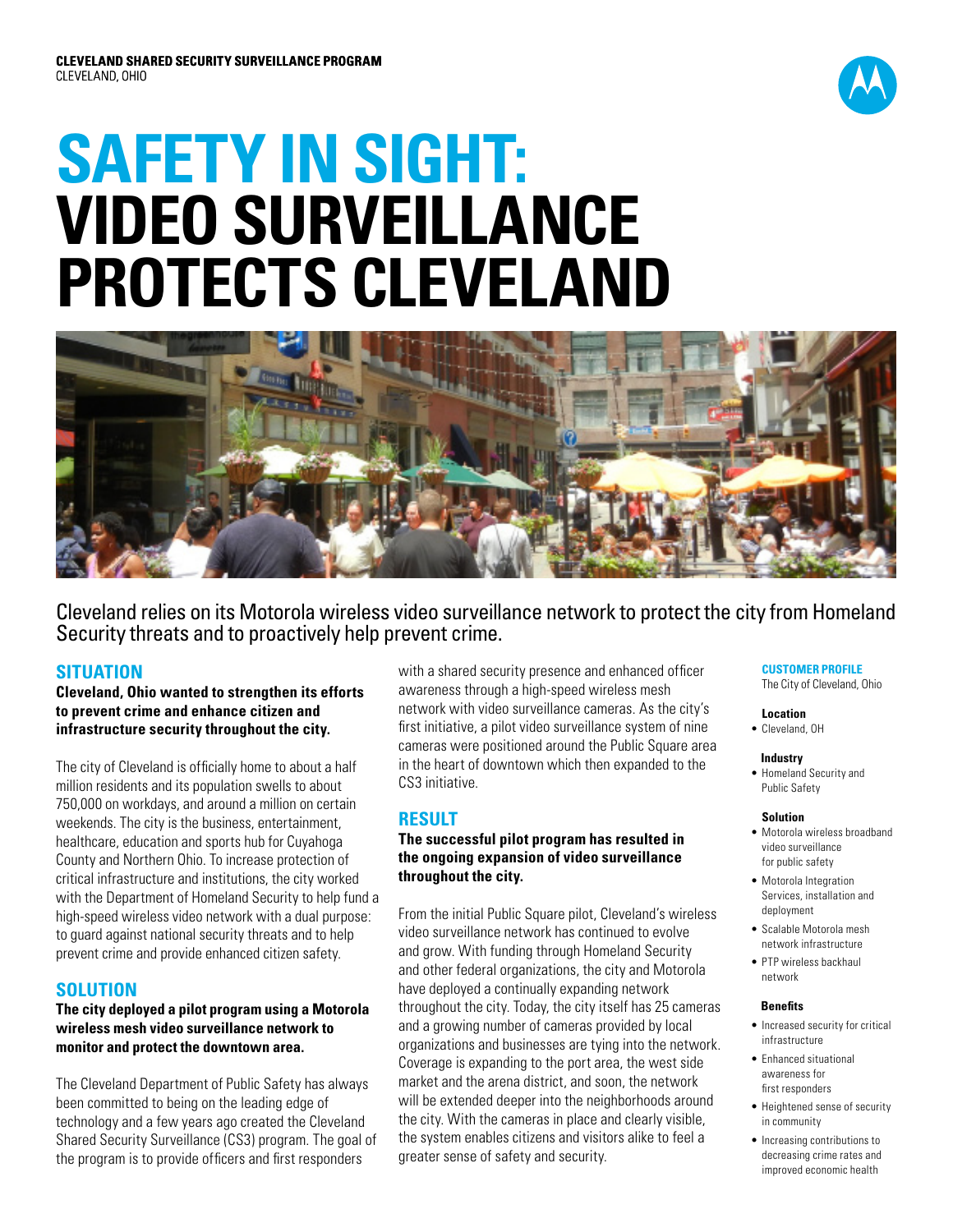**CLEVELAND SHARED SECURITY SURVEILLANCE PROGRAM**
CLEVELAND, OHIO

# SAFETY IN SIGHT: VIDEO SURVEILLANCE PROTECTS CLEVELAND

Cleveland relies on its Motorola wireless video surveillance network to protect the city from Homeland Security threats and to proactively help prevent crime.

## SITUATION

**Cleveland, Ohio wanted to strengthen its efforts to prevent crime and enhance citizen and infrastructure security throughout the city.**

The city of Cleveland is officially home to about a half million residents and its population swells to about 750,000 on workdays, and around a million on certain weekends. The city is the business, entertainment, healthcare, education and sports hub for Cuyahoga County and Northern Ohio. To increase protection of critical infrastructure and institutions, the city worked with the Department of Homeland Security to help fund a high-speed wireless video network with a dual purpose: to guard against national security threats and to help prevent crime and provide enhanced citizen safety.

## SOLUTION

**The city deployed a pilot program using a Motorola wireless mesh video surveillance network to monitor and protect the downtown area.**

The Cleveland Department of Public Safety has always been committed to being on the leading edge of technology and a few years ago created the Cleveland Shared Security Surveillance (CS3) program. The goal of the program is to provide officers and first responders with a shared security presence and enhanced officer awareness through a high-speed wireless mesh network with video surveillance cameras. As the city's first initiative, a pilot video surveillance system of nine cameras were positioned around the Public Square area in the heart of downtown which then expanded to the CS3 initiative.

## RESULT

**The successful pilot program has resulted in the ongoing expansion of video surveillance throughout the city.**

From the initial Public Square pilot, Cleveland's wireless video surveillance network has continued to evolve and grow. With funding through Homeland Security and other federal organizations, the city and Motorola have deployed a continually expanding network throughout the city. Today, the city itself has 25 cameras and a growing number of cameras provided by local organizations and businesses are tying into the network. Coverage is expanding to the port area, the west side market and the arena district, and soon, the network will be extended deeper into the neighborhoods around the city. With the cameras in place and clearly visible, the system enables citizens and visitors alike to feel a greater sense of safety and security.

### CUSTOMER PROFILE

The City of Cleveland, Ohio

**Location**
- Cleveland, OH

**Industry**
- Homeland Security and Public Safety

**Solution**
- Motorola wireless broadband video surveillance for public safety
- Motorola Integration Services, installation and deployment
- Scalable Motorola mesh network infrastructure
- PTP wireless backhaul network

**Benefits**
- Increased security for critical infrastructure
- Enhanced situational awareness for first responders
- Heightened sense of security in community
- Increasing contributions to decreasing crime rates and improved economic health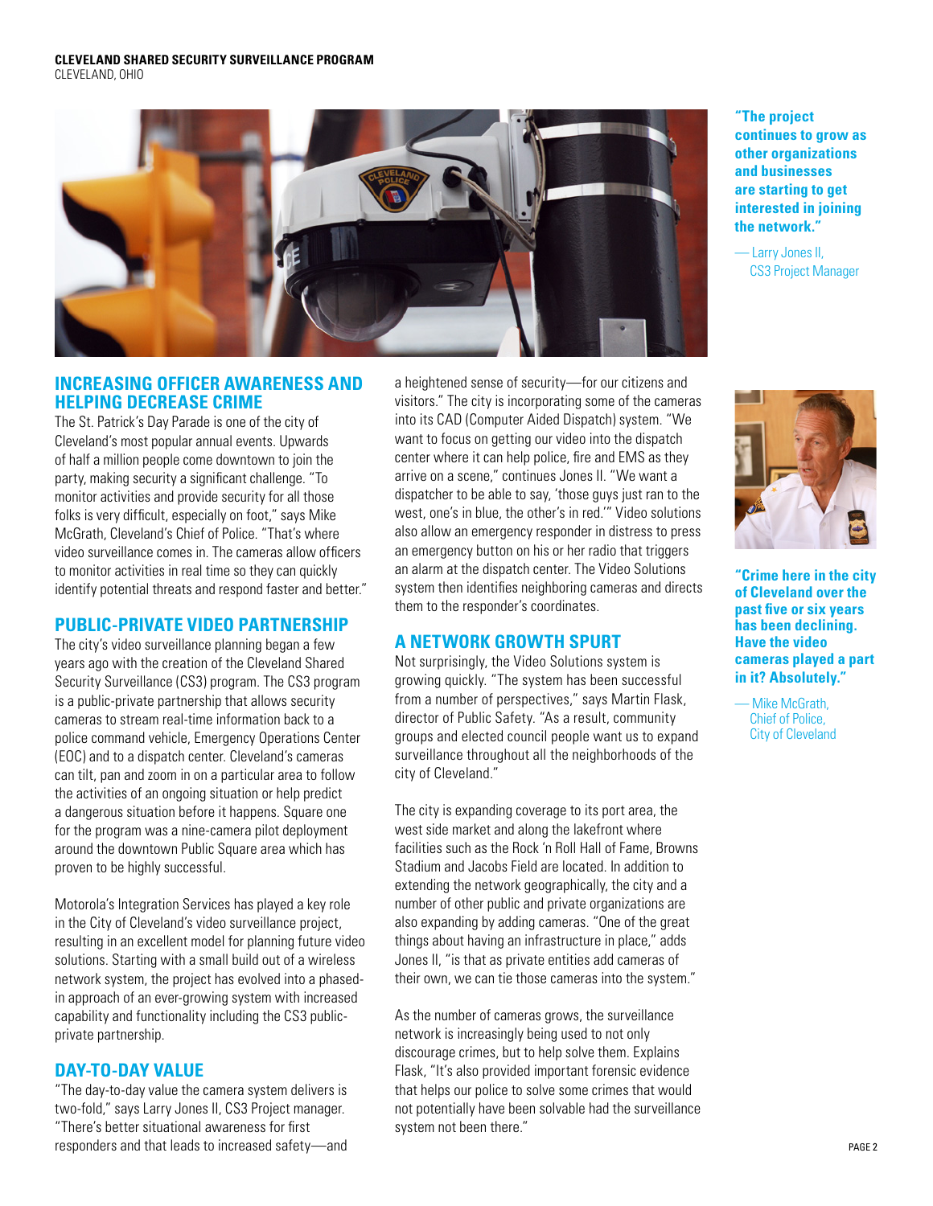**CLEVELAND SHARED SECURITY SURVEILLANCE PROGRAM**
CLEVELAND, OHIO

**"The project continues to grow as other organizations and businesses are starting to get interested in joining the network."**

— Larry Jones II, CS3 Project Manager

## INCREASING OFFICER AWARENESS AND HELPING DECREASE CRIME

The St. Patrick's Day Parade is one of the city of Cleveland's most popular annual events. Upwards of half a million people come downtown to join the party, making security a significant challenge. "To monitor activities and provide security for all those folks is very difficult, especially on foot," says Mike McGrath, Cleveland's Chief of Police. "That's where video surveillance comes in. The cameras allow officers to monitor activities in real time so they can quickly identify potential threats and respond faster and better."

## PUBLIC-PRIVATE VIDEO PARTNERSHIP

The city's video surveillance planning began a few years ago with the creation of the Cleveland Shared Security Surveillance (CS3) program. The CS3 program is a public-private partnership that allows security cameras to stream real-time information back to a police command vehicle, Emergency Operations Center (EOC) and to a dispatch center. Cleveland's cameras can tilt, pan and zoom in on a particular area to follow the activities of an ongoing situation or help predict a dangerous situation before it happens. Square one for the program was a nine-camera pilot deployment around the downtown Public Square area which has proven to be highly successful.

Motorola's Integration Services has played a key role in the City of Cleveland's video surveillance project, resulting in an excellent model for planning future video solutions. Starting with a small build out of a wireless network system, the project has evolved into a phased-in approach of an ever-growing system with increased capability and functionality including the CS3 public-private partnership.

## DAY-TO-DAY VALUE

"The day-to-day value the camera system delivers is two-fold," says Larry Jones II, CS3 Project manager. "There's better situational awareness for first responders and that leads to increased safety—and a heightened sense of security—for our citizens and visitors." The city is incorporating some of the cameras into its CAD (Computer Aided Dispatch) system. "We want to focus on getting our video into the dispatch center where it can help police, fire and EMS as they arrive on a scene," continues Jones II. "We want a dispatcher to be able to say, 'those guys just ran to the west, one's in blue, the other's in red.'" Video solutions also allow an emergency responder in distress to press an emergency button on his or her radio that triggers an alarm at the dispatch center. The Video Solutions system then identifies neighboring cameras and directs them to the responder's coordinates.

## A NETWORK GROWTH SPURT

Not surprisingly, the Video Solutions system is growing quickly. "The system has been successful from a number of perspectives," says Martin Flask, director of Public Safety. "As a result, community groups and elected council people want us to expand surveillance throughout all the neighborhoods of the city of Cleveland."

The city is expanding coverage to its port area, the west side market and along the lakefront where facilities such as the Rock 'n Roll Hall of Fame, Browns Stadium and Jacobs Field are located. In addition to extending the network geographically, the city and a number of other public and private organizations are also expanding by adding cameras. "One of the great things about having an infrastructure in place," adds Jones II, "is that as private entities add cameras of their own, we can tie those cameras into the system."

As the number of cameras grows, the surveillance network is increasingly being used to not only discourage crimes, but to help solve them. Explains Flask, "It's also provided important forensic evidence that helps our police to solve some crimes that would not potentially have been solvable had the surveillance system not been there."

**"Crime here in the city of Cleveland over the past five or six years has been declining. Have the video cameras played a part in it? Absolutely."**

— Mike McGrath, Chief of Police, City of Cleveland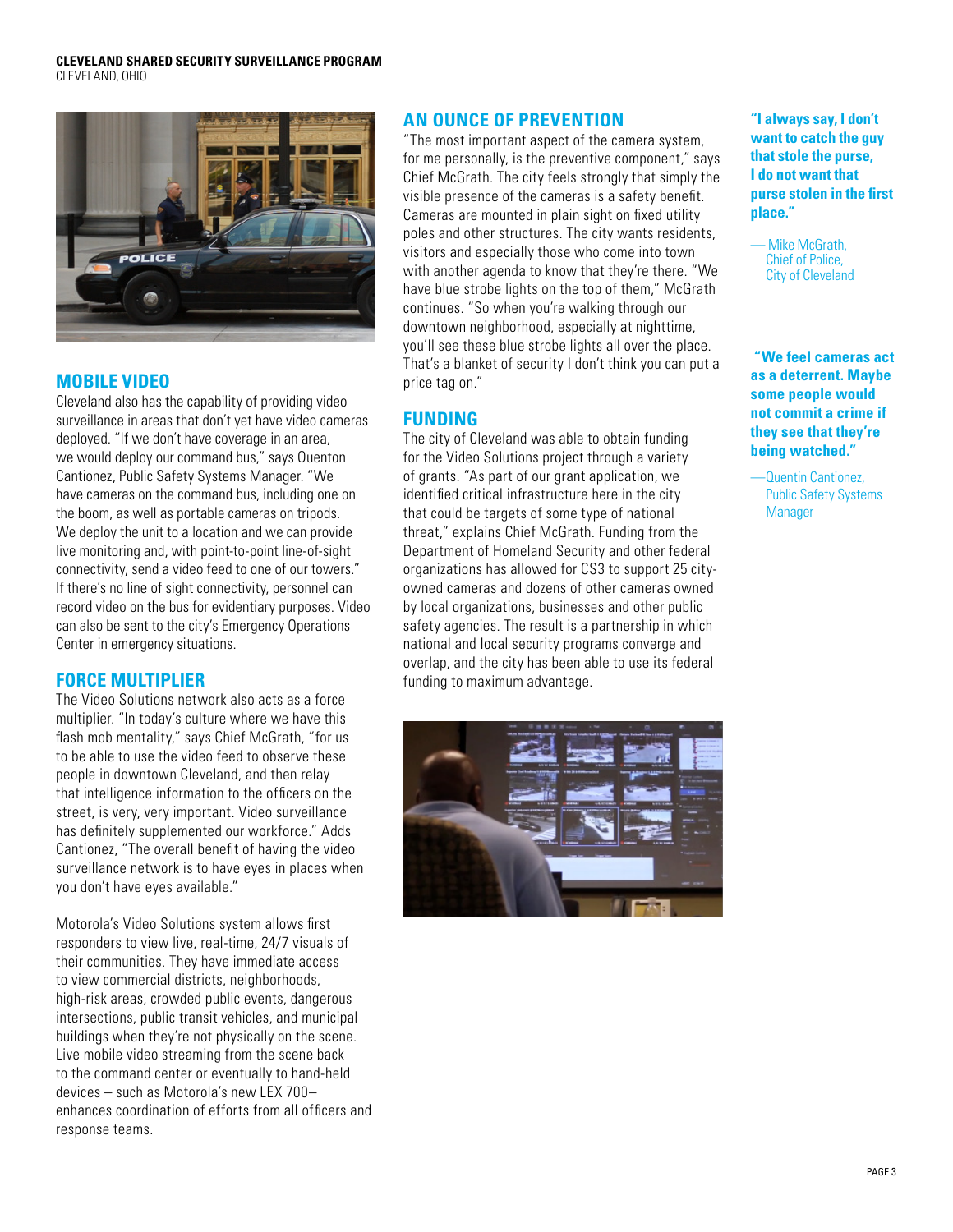## MOBILE VIDEO

Cleveland also has the capability of providing video surveillance in areas that don't yet have video cameras deployed. "If we don't have coverage in an area, we would deploy our command bus," says Quenton Cantionez, Public Safety Systems Manager. "We have cameras on the command bus, including one on the boom, as well as portable cameras on tripods. We deploy the unit to a location and we can provide live monitoring and, with point-to-point line-of-sight connectivity, send a video feed to one of our towers." If there's no line of sight connectivity, personnel can record video on the bus for evidentiary purposes. Video can also be sent to the city's Emergency Operations Center in emergency situations.

## FORCE MULTIPLIER

The Video Solutions network also acts as a force multiplier. "In today's culture where we have this flash mob mentality," says Chief McGrath, "for us to be able to use the video feed to observe these people in downtown Cleveland, and then relay that intelligence information to the officers on the street, is very, very important. Video surveillance has definitely supplemented our workforce." Adds Cantionez, "The overall benefit of having the video surveillance network is to have eyes in places when you don't have eyes available."

Motorola's Video Solutions system allows first responders to view live, real-time, 24/7 visuals of their communities. They have immediate access to view commercial districts, neighborhoods, high-risk areas, crowded public events, dangerous intersections, public transit vehicles, and municipal buildings when they're not physically on the scene. Live mobile video streaming from the scene back to the command center or eventually to hand-held devices – such as Motorola's new LEX 700– enhances coordination of efforts from all officers and response teams.

## AN OUNCE OF PREVENTION

"The most important aspect of the camera system, for me personally, is the preventive component," says Chief McGrath. The city feels strongly that simply the visible presence of the cameras is a safety benefit. Cameras are mounted in plain sight on fixed utility poles and other structures. The city wants residents, visitors and especially those who come into town with another agenda to know that they're there. "We have blue strobe lights on the top of them," McGrath continues. "So when you're walking through our downtown neighborhood, especially at nighttime, you'll see these blue strobe lights all over the place. That's a blanket of security I don't think you can put a price tag on."

## FUNDING

The city of Cleveland was able to obtain funding for the Video Solutions project through a variety of grants. "As part of our grant application, we identified critical infrastructure here in the city that could be targets of some type of national threat," explains Chief McGrath. Funding from the Department of Homeland Security and other federal organizations has allowed for CS3 to support 25 city-owned cameras and dozens of other cameras owned by local organizations, businesses and other public safety agencies. The result is a partnership in which national and local security programs converge and overlap, and the city has been able to use its federal funding to maximum advantage.

**"I always say, I don't want to catch the guy that stole the purse, I do not want that purse stolen in the first place."**

— Mike McGrath, Chief of Police, City of Cleveland

**"We feel cameras act as a deterrent. Maybe some people would not commit a crime if they see that they're being watched."**

— Quentin Cantionez, Public Safety Systems Manager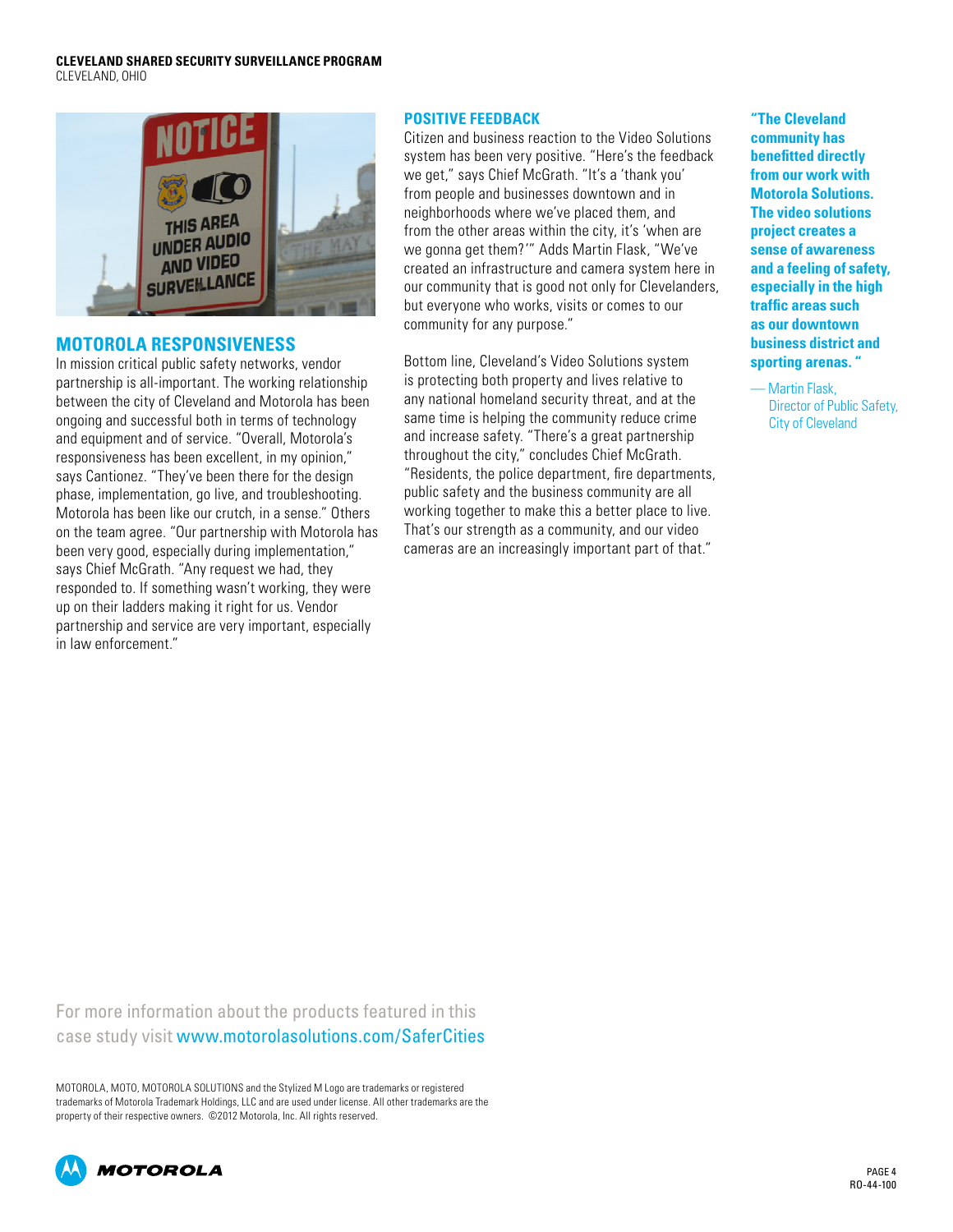**CLEVELAND SHARED SECURITY SURVEILLANCE PROGRAM**
CLEVELAND, OHIO

## MOTOROLA RESPONSIVENESS

In mission critical public safety networks, vendor partnership is all-important. The working relationship between the city of Cleveland and Motorola has been ongoing and successful both in terms of technology and equipment and of service. "Overall, Motorola's responsiveness has been excellent, in my opinion," says Cantionez. "They've been there for the design phase, implementation, go live, and troubleshooting. Motorola has been like our crutch, in a sense." Others on the team agree. "Our partnership with Motorola has been very good, especially during implementation," says Chief McGrath. "Any request we had, they responded to. If something wasn't working, they were up on their ladders making it right for us. Vendor partnership and service are very important, especially in law enforcement."

## POSITIVE FEEDBACK

Citizen and business reaction to the Video Solutions system has been very positive. "Here's the feedback we get," says Chief McGrath. "It's a 'thank you' from people and businesses downtown and in neighborhoods where we've placed them, and from the other areas within the city, it's 'when are we gonna get them?'" Adds Martin Flask, "We've created an infrastructure and camera system here in our community that is good not only for Clevelanders, but everyone who works, visits or comes to our community for any purpose."

Bottom line, Cleveland's Video Solutions system is protecting both property and lives relative to any national homeland security threat, and at the same time is helping the community reduce crime and increase safety. "There's a great partnership throughout the city," concludes Chief McGrath. "Residents, the police department, fire departments, public safety and the business community are all working together to make this a better place to live. That's our strength as a community, and our video cameras are an increasingly important part of that."

**"The Cleveland community has benefitted directly from our work with Motorola Solutions. The video solutions project creates a sense of awareness and a feeling of safety, especially in the high traffic areas such as our downtown business district and sporting arenas. "**

— Martin Flask,
Director of Public Safety,
City of Cleveland

For more information about the products featured in this case study visit www.motorolasolutions.com/SaferCities

MOTOROLA, MOTO, MOTOROLA SOLUTIONS and the Stylized M Logo are trademarks or registered trademarks of Motorola Trademark Holdings, LLC and are used under license. All other trademarks are the property of their respective owners. ©2012 Motorola, Inc. All rights reserved.

RO-44-100